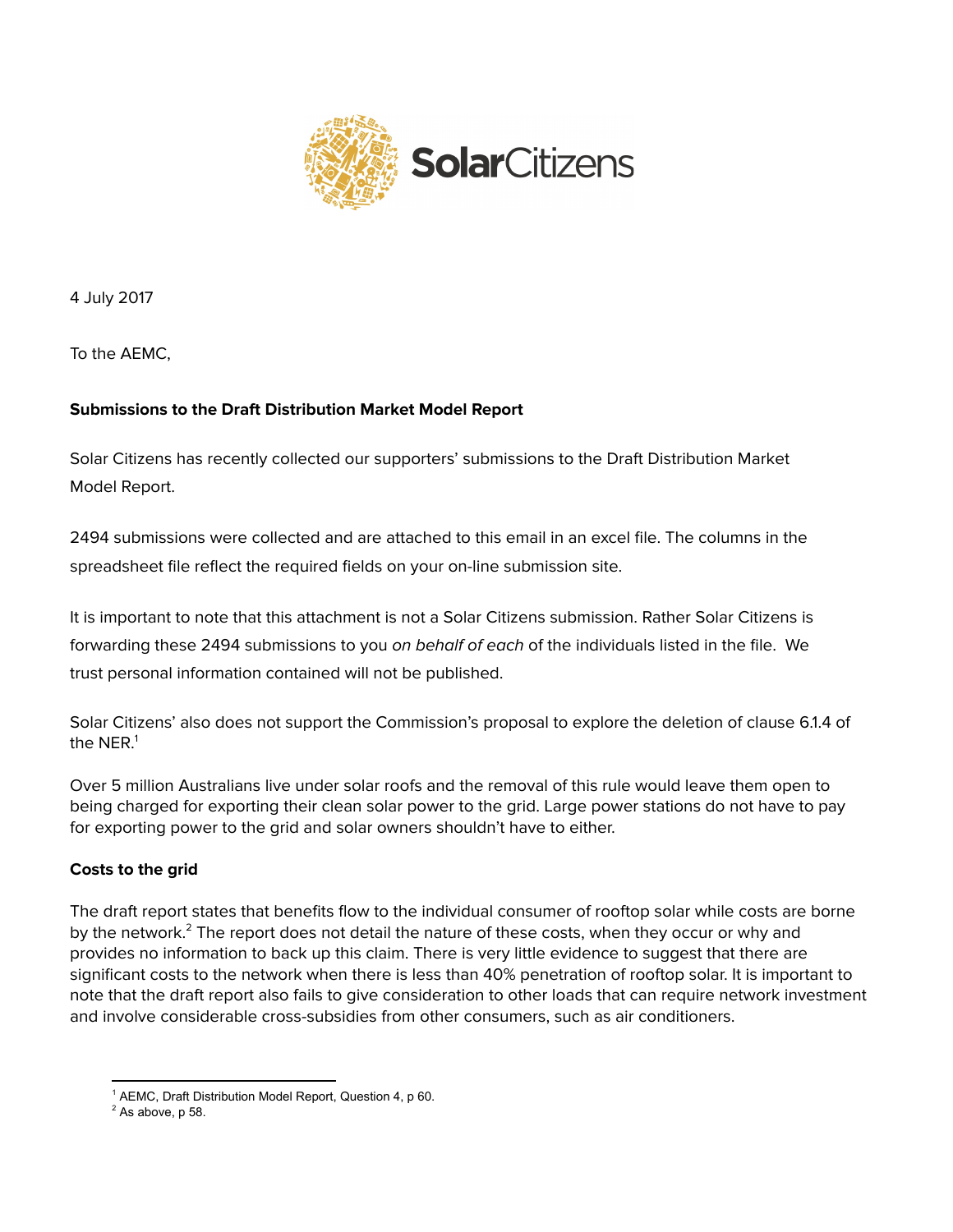SolarCitizens

4 July 2017

To the AEMC,

**Submissions to the Draft Distribution Market Model Report**

Solar Citizens has recently collected our supporters' submissions to the Draft Distribution Market Model Report.

2494 submissions were collected and are attached to this email in an excel file. The columns in the spreadsheet file reflect the required fields on your on-line submission site.

It is important to note that this attachment is not a Solar Citizens submission. Rather Solar Citizens is forwarding these 2494 submissions to you *on behalf of each* of the individuals listed in the file. We trust personal information contained will not be published.

Solar Citizens' also does not support the Commission's proposal to explore the deletion of clause 6.1.4 of the NER.[1]

Over 5 million Australians live under solar roofs and the removal of this rule would leave them open to being charged for exporting their clean solar power to the grid. Large power stations do not have to pay for exporting power to the grid and solar owners shouldn't have to either.

**Costs to the grid**

The draft report states that benefits flow to the individual consumer of rooftop solar while costs are borne by the network.[2] The report does not detail the nature of these costs, when they occur or why and provides no information to back up this claim. There is very little evidence to suggest that there are significant costs to the network when there is less than 40% penetration of rooftop solar. It is important to note that the draft report also fails to give consideration to other loads that can require network investment and involve considerable cross-subsidies from other consumers, such as air conditioners.

---

[1] AEMC, Draft Distribution Model Report, Question 4, p 60.

[2] As above, p 58.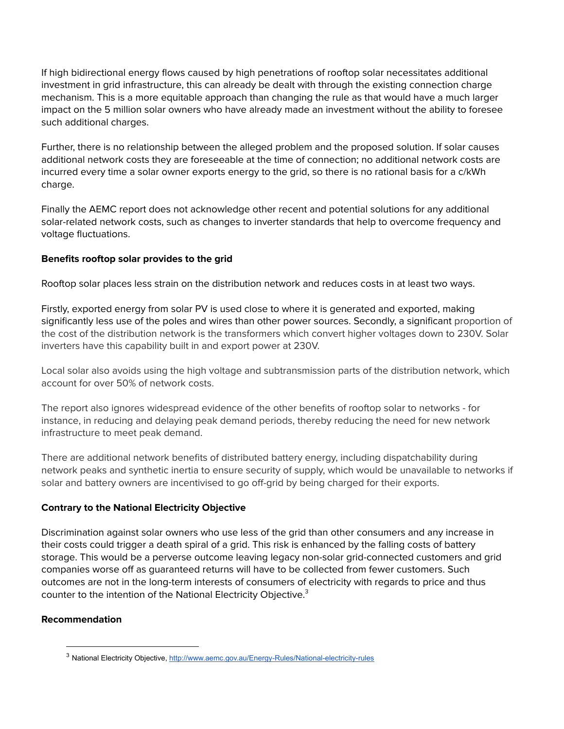If high bidirectional energy flows caused by high penetrations of rooftop solar necessitates additional investment in grid infrastructure, this can already be dealt with through the existing connection charge mechanism. This is a more equitable approach than changing the rule as that would have a much larger impact on the 5 million solar owners who have already made an investment without the ability to foresee such additional charges.

Further, there is no relationship between the alleged problem and the proposed solution. If solar causes additional network costs they are foreseeable at the time of connection; no additional network costs are incurred every time a solar owner exports energy to the grid, so there is no rational basis for a c/kWh charge.

Finally the AEMC report does not acknowledge other recent and potential solutions for any additional solar-related network costs, such as changes to inverter standards that help to overcome frequency and voltage fluctuations.

**Benefits rooftop solar provides to the grid**

Rooftop solar places less strain on the distribution network and reduces costs in at least two ways.

Firstly, exported energy from solar PV is used close to where it is generated and exported, making significantly less use of the poles and wires than other power sources. Secondly, a significant proportion of the cost of the distribution network is the transformers which convert higher voltages down to 230V. Solar inverters have this capability built in and export power at 230V.

Local solar also avoids using the high voltage and subtransmission parts of the distribution network, which account for over 50% of network costs.

The report also ignores widespread evidence of the other benefits of rooftop solar to networks - for instance, in reducing and delaying peak demand periods, thereby reducing the need for new network infrastructure to meet peak demand.

There are additional network benefits of distributed battery energy, including dispatchability during network peaks and synthetic inertia to ensure security of supply, which would be unavailable to networks if solar and battery owners are incentivised to go off-grid by being charged for their exports.

**Contrary to the National Electricity Objective**

Discrimination against solar owners who use less of the grid than other consumers and any increase in their costs could trigger a death spiral of a grid. This risk is enhanced by the falling costs of battery storage. This would be a perverse outcome leaving legacy non-solar grid-connected customers and grid companies worse off as guaranteed returns will have to be collected from fewer customers. Such outcomes are not in the long-term interests of consumers of electricity with regards to price and thus counter to the intention of the National Electricity Objective.[3]

**Recommendation**

[3] National Electricity Objective, http://www.aemc.gov.au/Energy-Rules/National-electricity-rules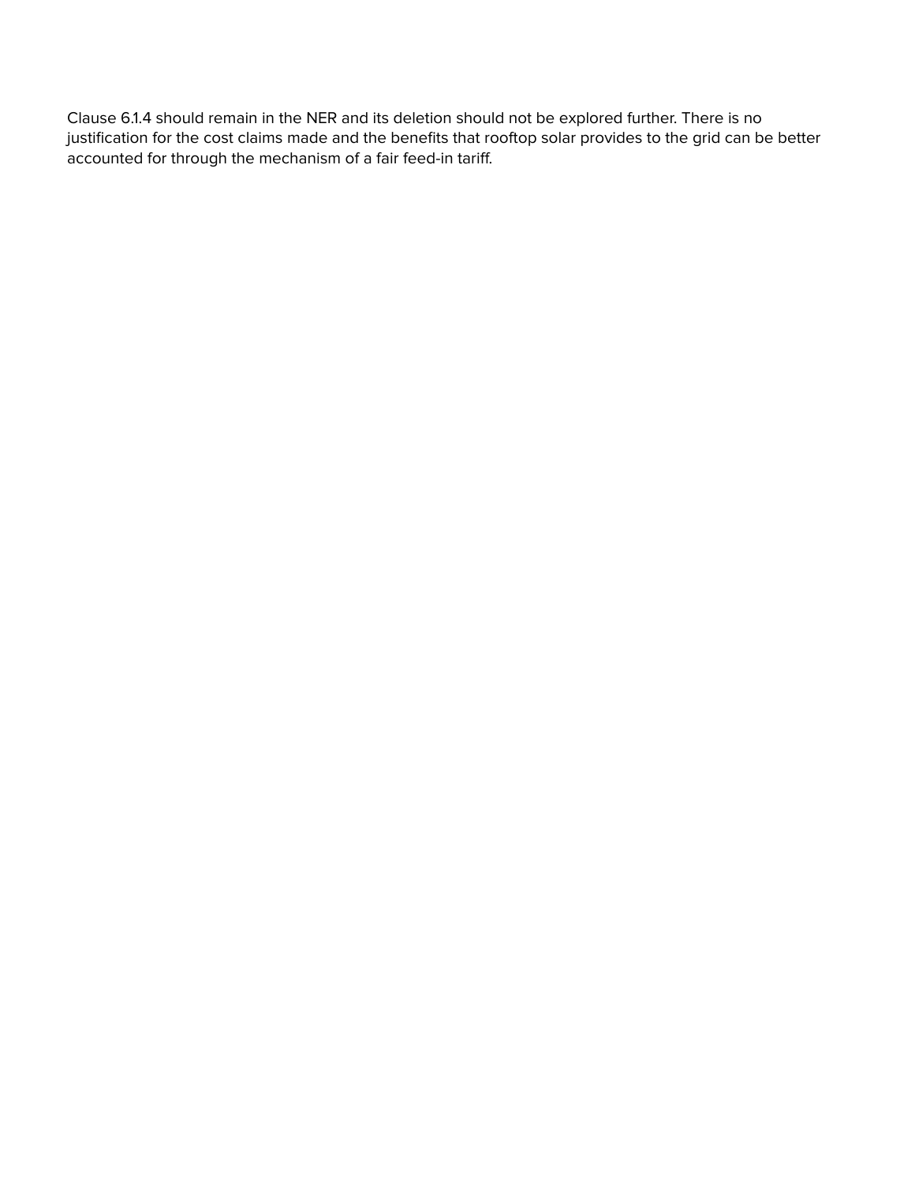Clause 6.1.4 should remain in the NER and its deletion should not be explored further. There is no justification for the cost claims made and the benefits that rooftop solar provides to the grid can be better accounted for through the mechanism of a fair feed-in tariff.